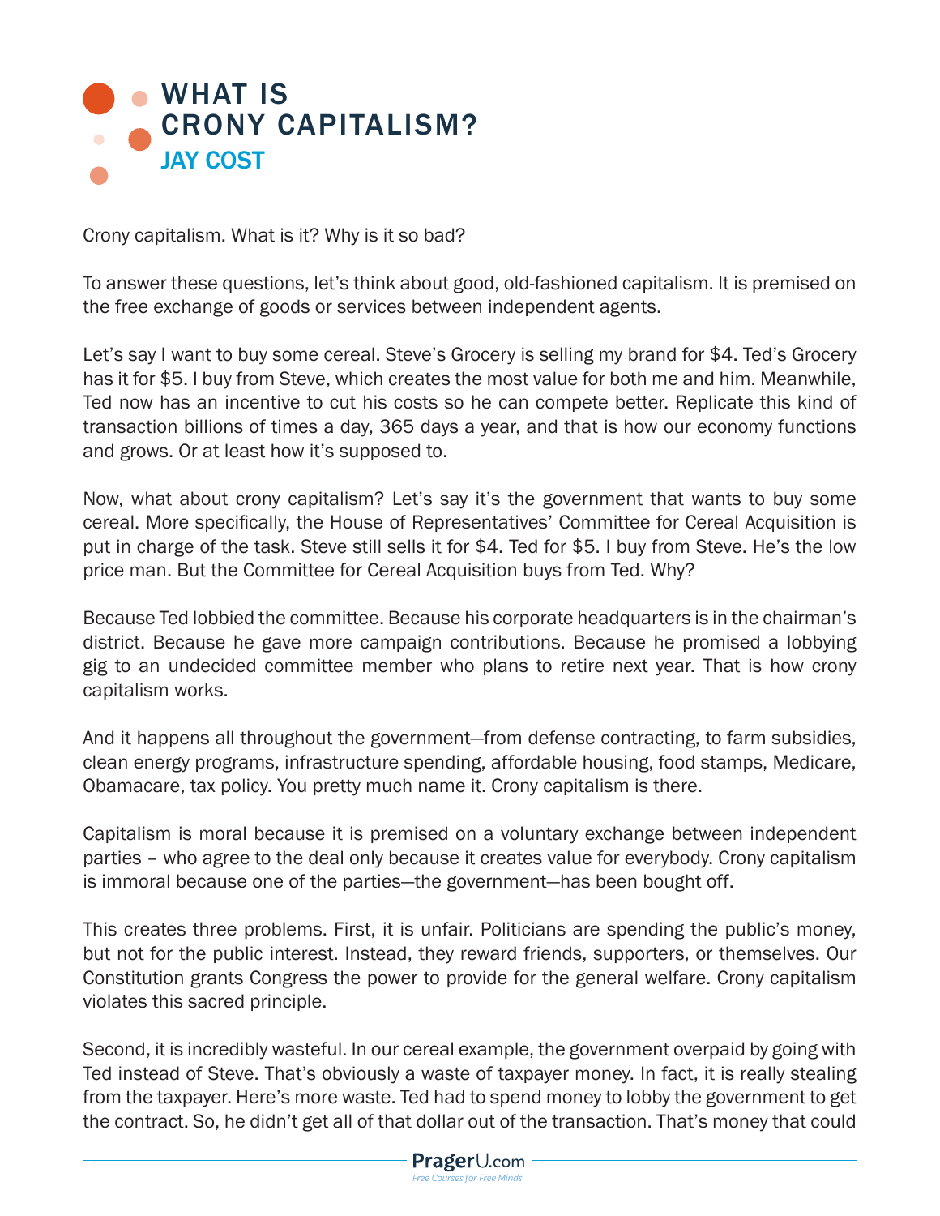# WHAT IS CRONY CAPITALISM?

## JAY COST

Crony capitalism. What is it? Why is it so bad?

To answer these questions, let's think about good, old-fashioned capitalism. It is premised on the free exchange of goods or services between independent agents.

Let's say I want to buy some cereal. Steve's Grocery is selling my brand for $4. Ted's Grocery has it for $5. I buy from Steve, which creates the most value for both me and him. Meanwhile, Ted now has an incentive to cut his costs so he can compete better. Replicate this kind of transaction billions of times a day, 365 days a year, and that is how our economy functions and grows. Or at least how it's supposed to.

Now, what about crony capitalism? Let's say it's the government that wants to buy some cereal. More specifically, the House of Representatives' Committee for Cereal Acquisition is put in charge of the task. Steve still sells it for $4. Ted for $5. I buy from Steve. He's the low price man. But the Committee for Cereal Acquisition buys from Ted. Why?

Because Ted lobbied the committee. Because his corporate headquarters is in the chairman's district. Because he gave more campaign contributions. Because he promised a lobbying gig to an undecided committee member who plans to retire next year. That is how crony capitalism works.

And it happens all throughout the government—from defense contracting, to farm subsidies, clean energy programs, infrastructure spending, affordable housing, food stamps, Medicare, Obamacare, tax policy. You pretty much name it. Crony capitalism is there.

Capitalism is moral because it is premised on a voluntary exchange between independent parties – who agree to the deal only because it creates value for everybody. Crony capitalism is immoral because one of the parties—the government—has been bought off.

This creates three problems. First, it is unfair. Politicians are spending the public's money, but not for the public interest. Instead, they reward friends, supporters, or themselves. Our Constitution grants Congress the power to provide for the general welfare. Crony capitalism violates this sacred principle.

Second, it is incredibly wasteful. In our cereal example, the government overpaid by going with Ted instead of Steve. That's obviously a waste of taxpayer money. In fact, it is really stealing from the taxpayer. Here's more waste. Ted had to spend money to lobby the government to get the contract. So, he didn't get all of that dollar out of the transaction. That's money that could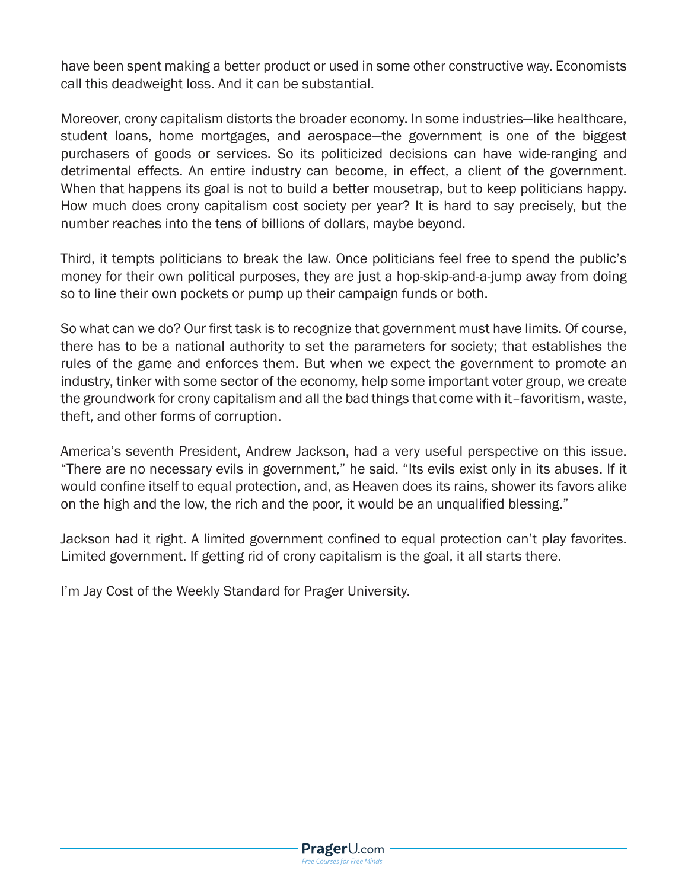have been spent making a better product or used in some other constructive way. Economists call this deadweight loss. And it can be substantial.

Moreover, crony capitalism distorts the broader economy. In some industries—like healthcare, student loans, home mortgages, and aerospace—the government is one of the biggest purchasers of goods or services. So its politicized decisions can have wide-ranging and detrimental effects. An entire industry can become, in effect, a client of the government. When that happens its goal is not to build a better mousetrap, but to keep politicians happy. How much does crony capitalism cost society per year? It is hard to say precisely, but the number reaches into the tens of billions of dollars, maybe beyond.

Third, it tempts politicians to break the law. Once politicians feel free to spend the public's money for their own political purposes, they are just a hop-skip-and-a-jump away from doing so to line their own pockets or pump up their campaign funds or both.

So what can we do? Our first task is to recognize that government must have limits. Of course, there has to be a national authority to set the parameters for society; that establishes the rules of the game and enforces them. But when we expect the government to promote an industry, tinker with some sector of the economy, help some important voter group, we create the groundwork for crony capitalism and all the bad things that come with it–favoritism, waste, theft, and other forms of corruption.

America's seventh President, Andrew Jackson, had a very useful perspective on this issue. "There are no necessary evils in government," he said. "Its evils exist only in its abuses. If it would confine itself to equal protection, and, as Heaven does its rains, shower its favors alike on the high and the low, the rich and the poor, it would be an unqualified blessing."

Jackson had it right. A limited government confined to equal protection can't play favorites. Limited government. If getting rid of crony capitalism is the goal, it all starts there.

I'm Jay Cost of the Weekly Standard for Prager University.